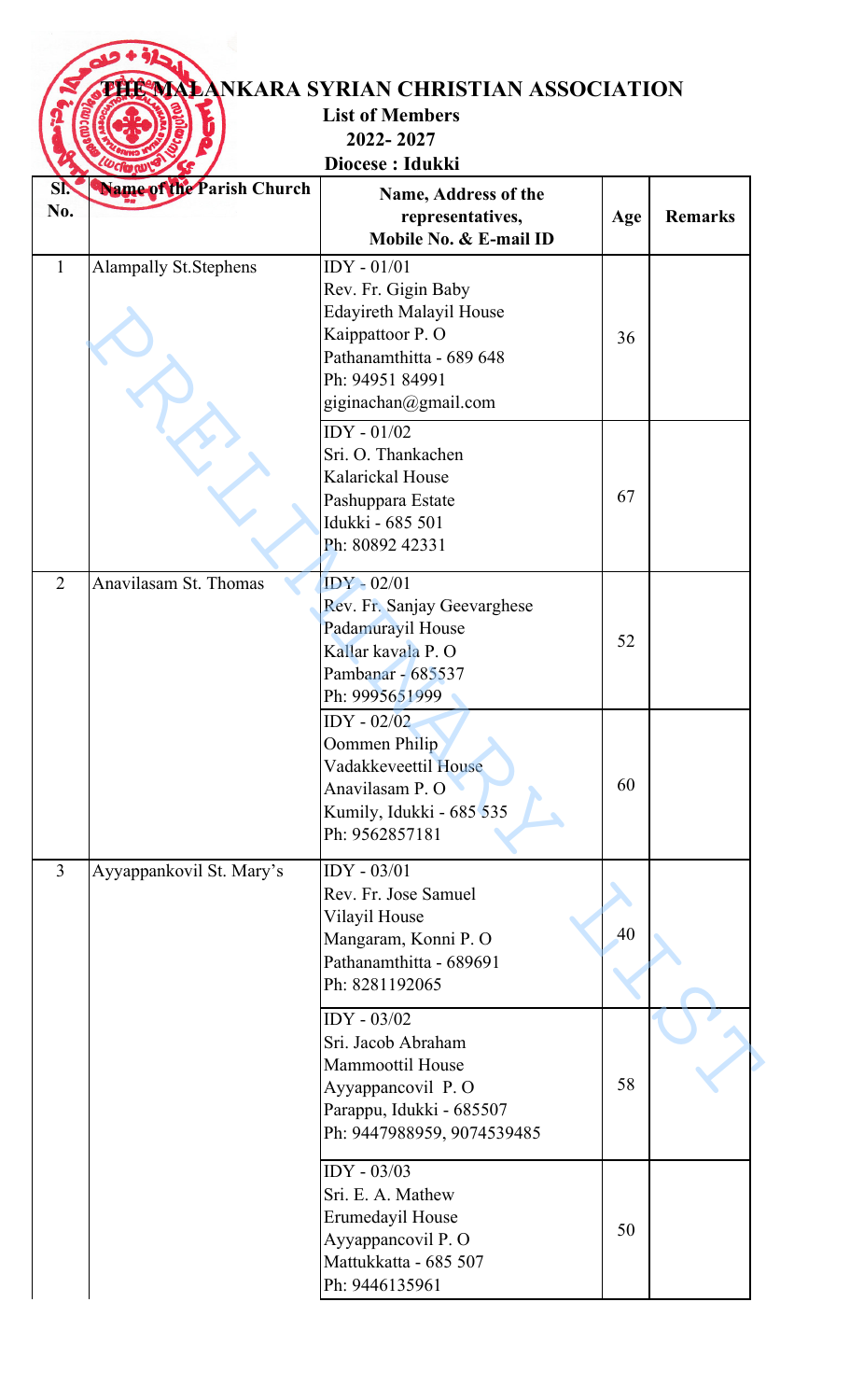# THE MALANKARA SYRIAN CHRISTIAN ASSOCIATION

**List of Members**

**2022- 2027**

**Diocese : Idukki**

| Sl. No. | Name of the Parish Church | Name, Address of the representatives, Mobile No. & E-mail ID | Age | Remarks |
|---|---|---|---|---|
| 1 | Alampally St.Stephens | IDY - 01/01<br>Rev. Fr. Gigin Baby<br>Edayireth Malayil House<br>Kaippattoor P. O<br>Pathanamthitta - 689 648<br>Ph: 94951 84991<br>giginachan@gmail.com | 36 | |
| | | IDY - 01/02<br>Sri. O. Thankachen<br>Kalarickal House<br>Pashuppara Estate<br>Idukki - 685 501<br>Ph: 80892 42331 | 67 | |
| 2 | Anavilasam St. Thomas | IDY - 02/01<br>Rev. Fr. Sanjay Geevarghese<br>Padamurayil House<br>Kallar kavala P. O<br>Pambanar - 685537<br>Ph: 9995651999 | 52 | |
| | | IDY - 02/02<br>Oommen Philip<br>Vadakkeveettil House<br>Anavilasam P. O<br>Kumily, Idukki - 685 535<br>Ph: 9562857181 | 60 | |
| 3 | Ayyappankovil St. Mary's | IDY - 03/01<br>Rev. Fr. Jose Samuel<br>Vilayil House<br>Mangaram, Konni P. O<br>Pathanamthitta - 689691<br>Ph: 8281192065 | 40 | |
| | | IDY - 03/02<br>Sri. Jacob Abraham<br>Mammoottil House<br>Ayyappancovil P. O<br>Parappu, Idukki - 685507<br>Ph: 9447988959, 9074539485 | 58 | |
| | | IDY - 03/03<br>Sri. E. A. Mathew<br>Erumedayil House<br>Ayyappancovil P. O<br>Mattukkatta - 685 507<br>Ph: 9446135961 | 50 | |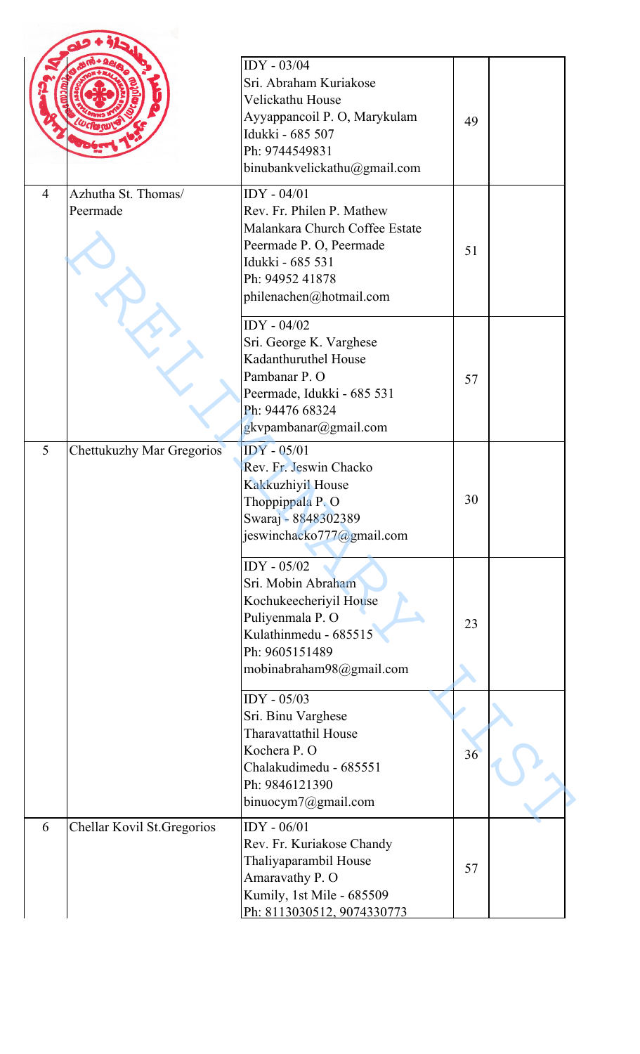| | | | | |
|---|---|---|---|---|
| | | IDY - 03/04<br>Sri. Abraham Kuriakose<br>Velickathu House<br>Ayyappancoil P. O, Marykulam<br>Idukki - 685 507<br>Ph: 9744549831<br>binubankvelickathu@gmail.com | 49 | |
| 4 | Azhutha St. Thomas/ Peermade | IDY - 04/01<br>Rev. Fr. Philen P. Mathew<br>Malankara Church Coffee Estate<br>Peermade P. O, Peermade<br>Idukki - 685 531<br>Ph: 94952 41878<br>philenachen@hotmail.com | 51 | |
| | | IDY - 04/02<br>Sri. George K. Varghese<br>Kadanthuruthel House<br>Pambanar P. O<br>Peermade, Idukki - 685 531<br>Ph: 94476 68324<br>gkvpambanar@gmail.com | 57 | |
| 5 | Chettukuzhy Mar Gregorios | IDY - 05/01<br>Rev. Fr. Jeswin Chacko<br>Kakkuzhiyil House<br>Thoppippala P. O<br>Swaraj - 8848302389<br>jeswinchacko777@gmail.com | 30 | |
| | | IDY - 05/02<br>Sri. Mobin Abraham<br>Kochukeecheriyil House<br>Puliyenmala P. O<br>Kulathinmedu - 685515<br>Ph: 9605151489<br>mobinabraham98@gmail.com | 23 | |
| | | IDY - 05/03<br>Sri. Binu Varghese<br>Tharavattathil House<br>Kochera P. O<br>Chalakudimedu - 685551<br>Ph: 9846121390<br>binuocym7@gmail.com | 36 | |
| 6 | Chellar Kovil St.Gregorios | IDY - 06/01<br>Rev. Fr. Kuriakose Chandy<br>Thaliyaparambil House<br>Amaravathy P. O<br>Kumily, 1st Mile - 685509<br>Ph: 8113030512, 9074330773 | 57 | |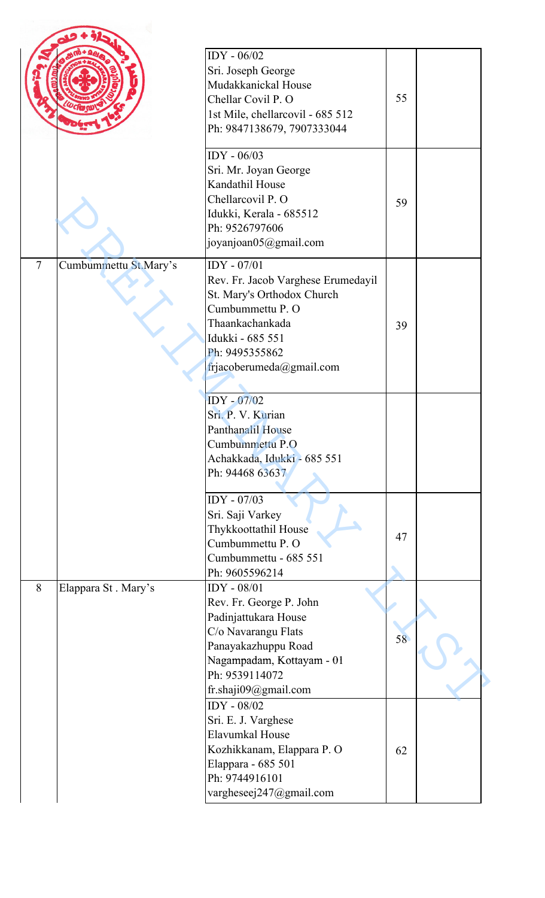| | | | | |
|---|---|---|---|---|
| | | IDY - 06/02<br>Sri. Joseph George<br>Mudakkanickal House<br>Chellar Covil P. O<br>1st Mile, chellarcovil - 685 512<br>Ph: 9847138679, 7907333044 | 55 | |
| | | IDY - 06/03<br>Sri. Mr. Joyan George<br>Kandathil House<br>Chellarcovil P. O<br>Idukki, Kerala - 685512<br>Ph: 9526797606<br>joyanjoan05@gmail.com | 59 | |
| 7 | Cumbummettu St.Mary's | IDY - 07/01<br>Rev. Fr. Jacob Varghese Erumedayil<br>St. Mary's Orthodox Church<br>Cumbummettu P. O<br>Thaankachankada<br>Idukki - 685 551<br>Ph: 9495355862<br>frjacoberumeda@gmail.com | 39 | |
| | | IDY - 07/02<br>Sri. P. V. Kurian<br>Panthanalil House<br>Cumbummettu P.O<br>Achakkada, Idukki - 685 551<br>Ph: 94468 63637 | | |
| | | IDY - 07/03<br>Sri. Saji Varkey<br>Thykkoottathil House<br>Cumbummettu P. O<br>Cumbummettu - 685 551<br>Ph: 9605596214 | 47 | |
| 8 | Elappara St . Mary's | IDY - 08/01<br>Rev. Fr. George P. John<br>Padinjattukara House<br>C/o Navarangu Flats<br>Panayakazhuppu Road<br>Nagampadam, Kottayam - 01<br>Ph: 9539114072<br>fr.shaji09@gmail.com | 58 | |
| | | IDY - 08/02<br>Sri. E. J. Varghese<br>Elavumkal House<br>Kozhikkanam, Elappara P. O<br>Elappara - 685 501<br>Ph: 9744916101<br>vargheseej247@gmail.com | 62 | |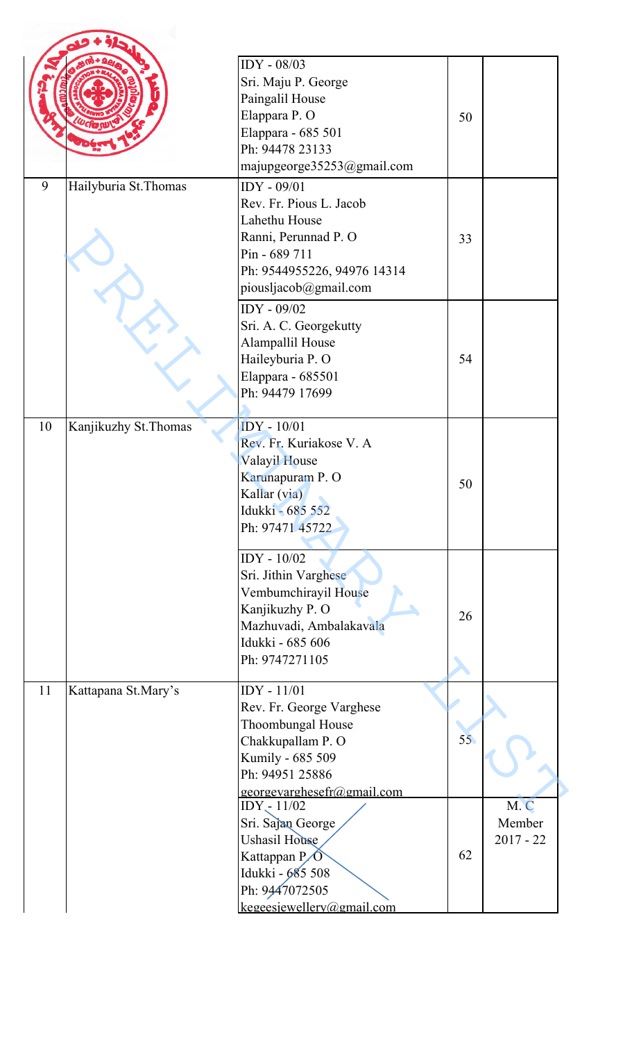| | | | | |
|---|---|---|---|---|
| | | IDY - 08/03<br>Sri. Maju P. George<br>Paingalil House<br>Elappara P. O<br>Elappara - 685 501<br>Ph: 94478 23133<br>majupgeorge35253@gmail.com | 50 | |
| 9 | Hailyburia St.Thomas | IDY - 09/01<br>Rev. Fr. Pious L. Jacob<br>Lahethu House<br>Ranni, Perunnad P. O<br>Pin - 689 711<br>Ph: 9544955226, 94976 14314<br>piousljacob@gmail.com | 33 | |
| | | IDY - 09/02<br>Sri. A. C. Georgekutty<br>Alampallil House<br>Haileyburia P. O<br>Elappara - 685501<br>Ph: 94479 17699 | 54 | |
| 10 | Kanjikuzhy St.Thomas | IDY - 10/01<br>Rev. Fr. Kuriakose V. A<br>Valayil House<br>Karunapuram P. O<br>Kallar (via)<br>Idukki - 685 552<br>Ph: 97471 45722 | 50 | |
| | | IDY - 10/02<br>Sri. Jithin Varghese<br>Vembumchirayil House<br>Kanjikuzhy P. O<br>Mazhuvadi, Ambalakavala<br>Idukki - 685 606<br>Ph: 9747271105 | 26 | |
| 11 | Kattapana St.Mary's | IDY - 11/01<br>Rev. Fr. George Varghese<br>Thoombungal House<br>Chakkupallam P. O<br>Kumily - 685 509<br>Ph: 94951 25886<br>georgevarghesefr@gmail.com | 55 | |
| | | IDY - 11/02<br>Sri. Sajan George<br>Ushasil House<br>Kattappan P. O<br>Idukki - 685 508<br>Ph: 9447072505<br>kegeesjewellery@gmail.com | 62 | M. C Member 2017 - 22 |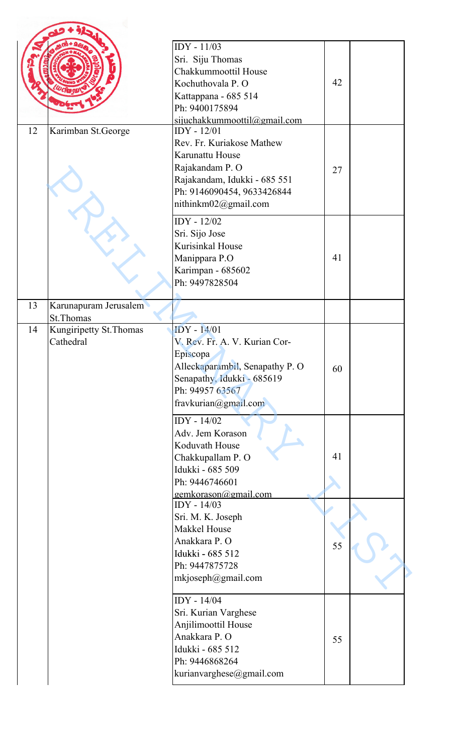| | | | | |
|---|---|---|---|---|
| | | IDY - 11/03<br>Sri. Siju Thomas<br>Chakkummoottil House<br>Kochuthovala P. O<br>Kattappana - 685 514<br>Ph: 9400175894<br>sijuchakkummoottil@gmail.com | 42 | |
| 12 | Karimban St.George | IDY - 12/01<br>Rev. Fr. Kuriakose Mathew<br>Karunattu House<br>Rajakandam P. O<br>Rajakandam, Idukki - 685 551<br>Ph: 9146090454, 9633426844<br>nithinkm02@gmail.com | 27 | |
| | | IDY - 12/02<br>Sri. Sijo Jose<br>Kurisinkal House<br>Manippara P.O<br>Karimpan - 685602<br>Ph: 9497828504 | 41 | |
| 13 | Karunapuram Jerusalem St.Thomas | | | |
| 14 | Kungiripetty St.Thomas Cathedral | IDY - 14/01<br>V. Rev. Fr. A. V. Kurian Cor-Episcopa<br>Alleckaparambil, Senapathy P. O<br>Senapathy, Idukki - 685619<br>Ph: 94957 63567<br>fravkurian@gmail.com | 60 | |
| | | IDY - 14/02<br>Adv. Jem Korason<br>Koduvath House<br>Chakkupallam P. O<br>Idukki - 685 509<br>Ph: 9446746601<br>gemkorason@gmail.com | 41 | |
| | | IDY - 14/03<br>Sri. M. K. Joseph<br>Makkel House<br>Anakkara P. O<br>Idukki - 685 512<br>Ph: 9447875728<br>mkjoseph@gmail.com | 55 | |
| | | IDY - 14/04<br>Sri. Kurian Varghese<br>Anjilimoottil House<br>Anakkara P. O<br>Idukki - 685 512<br>Ph: 9446868264<br>kurianvarghese@gmail.com | 55 | |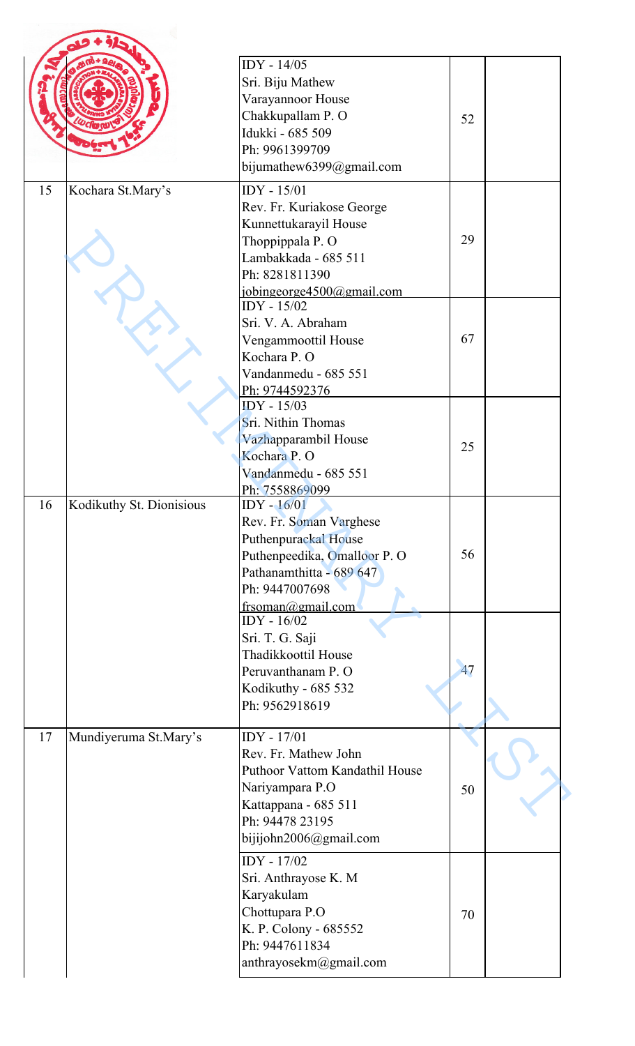| | | | | |
|---|---|---|---|---|
| | | IDY - 14/05<br>Sri. Biju Mathew<br>Varayannoor House<br>Chakkupallam P. O<br>Idukki - 685 509<br>Ph: 9961399709<br>bijumathew6399@gmail.com | 52 | |
| 15 | Kochara St.Mary's | IDY - 15/01<br>Rev. Fr. Kuriakose George<br>Kunnettukarayil House<br>Thoppippala P. O<br>Lambakkada - 685 511<br>Ph: 8281811390<br>jobingeorge4500@gmail.com | 29 | |
| | | IDY - 15/02<br>Sri. V. A. Abraham<br>Vengammoottil House<br>Kochara P. O<br>Vandanmedu - 685 551<br>Ph: 9744592376 | 67 | |
| | | IDY - 15/03<br>Sri. Nithin Thomas<br>Vazhapparambil House<br>Kochara P. O<br>Vandanmedu - 685 551<br>Ph: 7558869099 | 25 | |
| 16 | Kodikuthy St. Dionisious | IDY - 16/01<br>Rev. Fr. Soman Varghese<br>Puthenpurackal House<br>Puthenpeedika, Omalloor P. O<br>Pathanamthitta - 689 647<br>Ph: 9447007698<br>frsoman@gmail.com | 56 | |
| | | IDY - 16/02<br>Sri. T. G. Saji<br>Thadikkoottil House<br>Peruvanthanam P. O<br>Kodikuthy - 685 532<br>Ph: 9562918619 | 47 | |
| 17 | Mundiyeruma St.Mary's | IDY - 17/01<br>Rev. Fr. Mathew John<br>Puthoor Vattom Kandathil House<br>Nariyampara P.O<br>Kattappana - 685 511<br>Ph: 94478 23195<br>bijijohn2006@gmail.com | 50 | |
| | | IDY - 17/02<br>Sri. Anthrayose K. M<br>Karyakulam<br>Chottupara P.O<br>K. P. Colony - 685552<br>Ph: 9447611834<br>anthrayosekm@gmail.com | 70 | |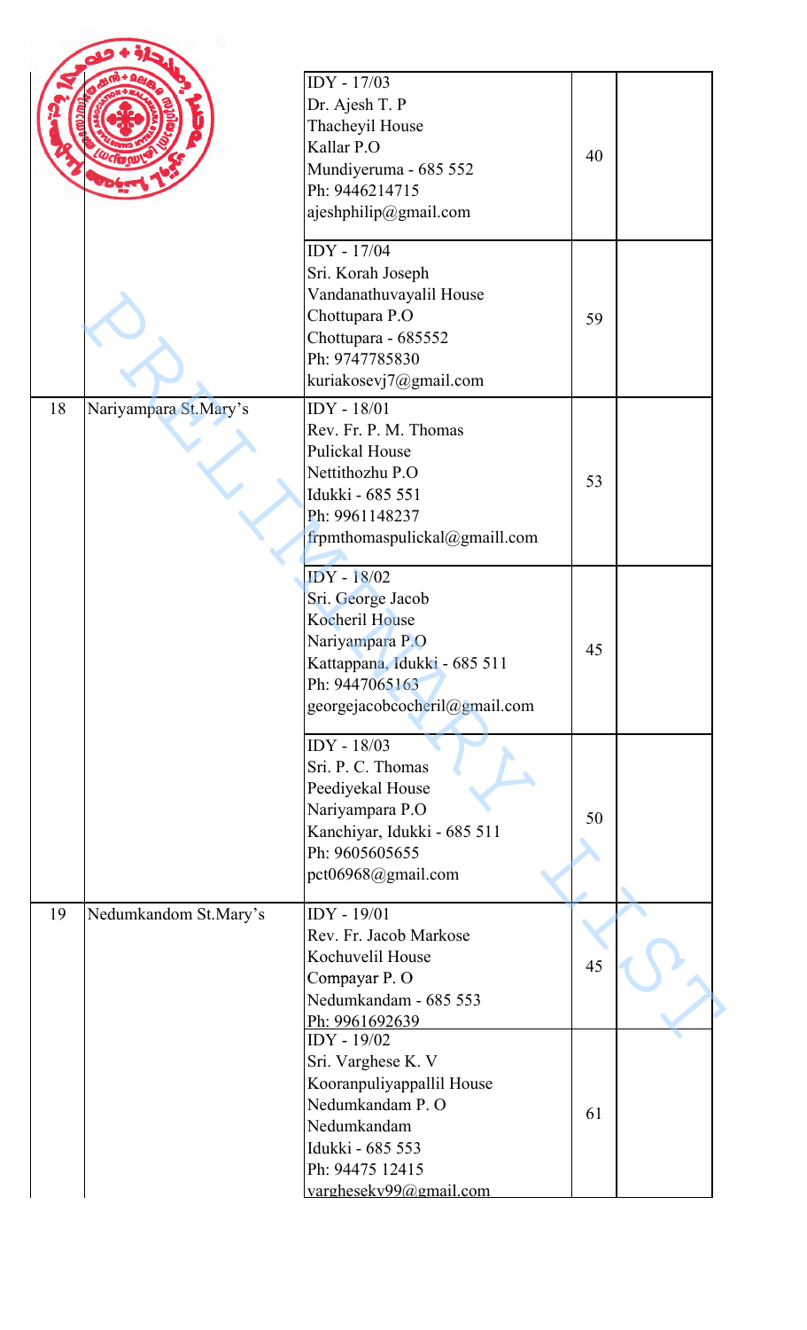| | | | | |
|---|---|---|---|---|
| | | IDY - 17/03<br>Dr. Ajesh T. P<br>Thacheyil House<br>Kallar P.O<br>Mundiyeruma - 685 552<br>Ph: 9446214715<br>ajeshphilip@gmail.com | 40 | |
| | | IDY - 17/04<br>Sri. Korah Joseph<br>Vandanathuvayalil House<br>Chottupara P.O<br>Chottupara - 685552<br>Ph: 9747785830<br>kuriakosevj7@gmail.com | 59 | |
| 18 | Nariyampara St.Mary's | IDY - 18/01<br>Rev. Fr. P. M. Thomas<br>Pulickal House<br>Nettithozhu P.O<br>Idukki - 685 551<br>Ph: 9961148237<br>frpmthomaspulickal@gmaill.com | 53 | |
| | | IDY - 18/02<br>Sri. George Jacob<br>Kocheril House<br>Nariyampara P.O<br>Kattappana, Idukki - 685 511<br>Ph: 9447065163<br>georgejacobcocheril@gmail.com | 45 | |
| | | IDY - 18/03<br>Sri. P. C. Thomas<br>Peediyekal House<br>Nariyampara P.O<br>Kanchiyar, Idukki - 685 511<br>Ph: 9605605655<br>pct06968@gmail.com | 50 | |
| 19 | Nedumkandom St.Mary's | IDY - 19/01<br>Rev. Fr. Jacob Markose<br>Kochuvelil House<br>Compayar P. O<br>Nedumkandam - 685 553<br>Ph: 9961692639 | 45 | |
| | | IDY - 19/02<br>Sri. Varghese K. V<br>Kooranpuliyappallil House<br>Nedumkandam P. O<br>Nedumkandam<br>Idukki - 685 553<br>Ph: 94475 12415<br>varghesekv99@gmail.com | 61 | |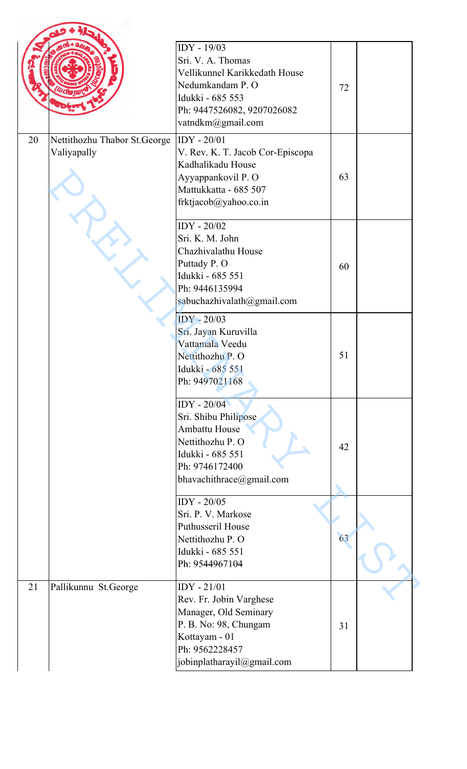| | | | | |
|---|---|---|---|---|
| | | IDY - 19/03<br>Sri. V. A. Thomas<br>Vellikunnel Karikkedath House<br>Nedumkandam P. O<br>Idukki - 685 553<br>Ph: 9447526082, 9207026082<br>vatndkm@gmail.com | 72 | |
| 20 | Nettithozhu Thabor St.George Valiyapally | IDY - 20/01<br>V. Rev. K. T. Jacob Cor-Episcopa<br>Kadhalikadu House<br>Ayyappankovil P. O<br>Mattukkatta - 685 507<br>frktjacob@yahoo.co.in | 63 | |
| | | IDY - 20/02<br>Sri. K. M. John<br>Chazhivalathu House<br>Puttady P. O<br>Idukki - 685 551<br>Ph: 9446135994<br>sabuchazhivalath@gmail.com | 60 | |
| | | IDY - 20/03<br>Sri. Jayan Kuruvilla<br>Vattamala Veedu<br>Nettithozhu P. O<br>Idukki - 685 551<br>Ph: 9497021168 | 51 | |
| | | IDY - 20/04<br>Sri. Shibu Philipose<br>Ambattu House<br>Nettithozhu P. O<br>Idukki - 685 551<br>Ph: 9746172400<br>bhavachithrace@gmail.com | 42 | |
| | | IDY - 20/05<br>Sri. P. V. Markose<br>Puthusseril House<br>Nettithozhu P. O<br>Idukki - 685 551<br>Ph: 9544967104 | 63 | |
| 21 | Pallikunnu St.George | IDY - 21/01<br>Rev. Fr. Jobin Varghese<br>Manager, Old Seminary<br>P. B. No: 98, Chungam<br>Kottayam - 01<br>Ph: 9562228457<br>jobinplatharayil@gmail.com | 31 | |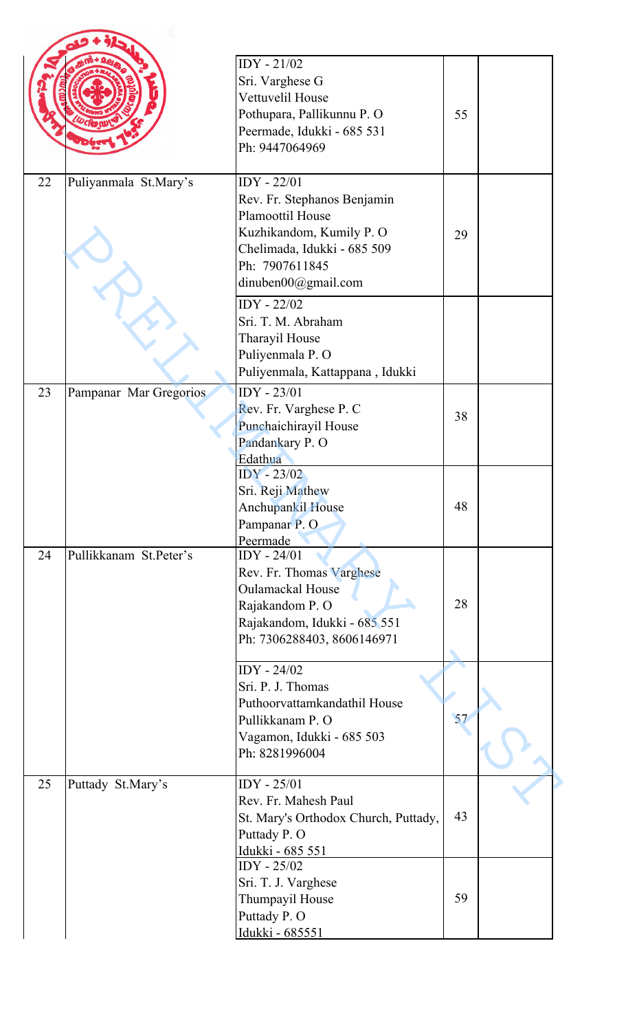| | | IDY - 21/02<br>Sri. Varghese G<br>Vettuvelil House<br>Pothupara, Pallikunnu P. O<br>Peermade, Idukki - 685 531<br>Ph: 9447064969 | 55 | |
|---|---|---|---|---|
| 22 | Puliyanmala St.Mary's | IDY - 22/01<br>Rev. Fr. Stephanos Benjamin<br>Plamoottil House<br>Kuzhikandom, Kumily P. O<br>Chelimada, Idukki - 685 509<br>Ph: 7907611845<br>dinuben00@gmail.com | 29 | |
| | | IDY - 22/02<br>Sri. T. M. Abraham<br>Tharayil House<br>Puliyenmala P. O<br>Puliyenmala, Kattappana , Idukki | | |
| 23 | Pampanar Mar Gregorios | IDY - 23/01<br>Rev. Fr. Varghese P. C<br>Punchaichirayil House<br>Pandankary P. O<br>Edathua | 38 | |
| | | IDY - 23/02<br>Sri. Reji Mathew<br>Anchupankil House<br>Pampanar P. O<br>Peermade | 48 | |
| 24 | Pullikkanam St.Peter's | IDY - 24/01<br>Rev. Fr. Thomas Varghese<br>Oulamackal House<br>Rajakandom P. O<br>Rajakandom, Idukki - 685 551<br>Ph: 7306288403, 8606146971 | 28 | |
| | | IDY - 24/02<br>Sri. P. J. Thomas<br>Puthoorvattamkandathil House<br>Pullikkanam P. O<br>Vagamon, Idukki - 685 503<br>Ph: 8281996004 | 57 | |
| 25 | Puttady St.Mary's | IDY - 25/01<br>Rev. Fr. Mahesh Paul<br>St. Mary's Orthodox Church, Puttady,<br>Puttady P. O<br>Idukki - 685 551 | 43 | |
| | | IDY - 25/02<br>Sri. T. J. Varghese<br>Thumpayil House<br>Puttady P. O<br>Idukki - 685551 | 59 | |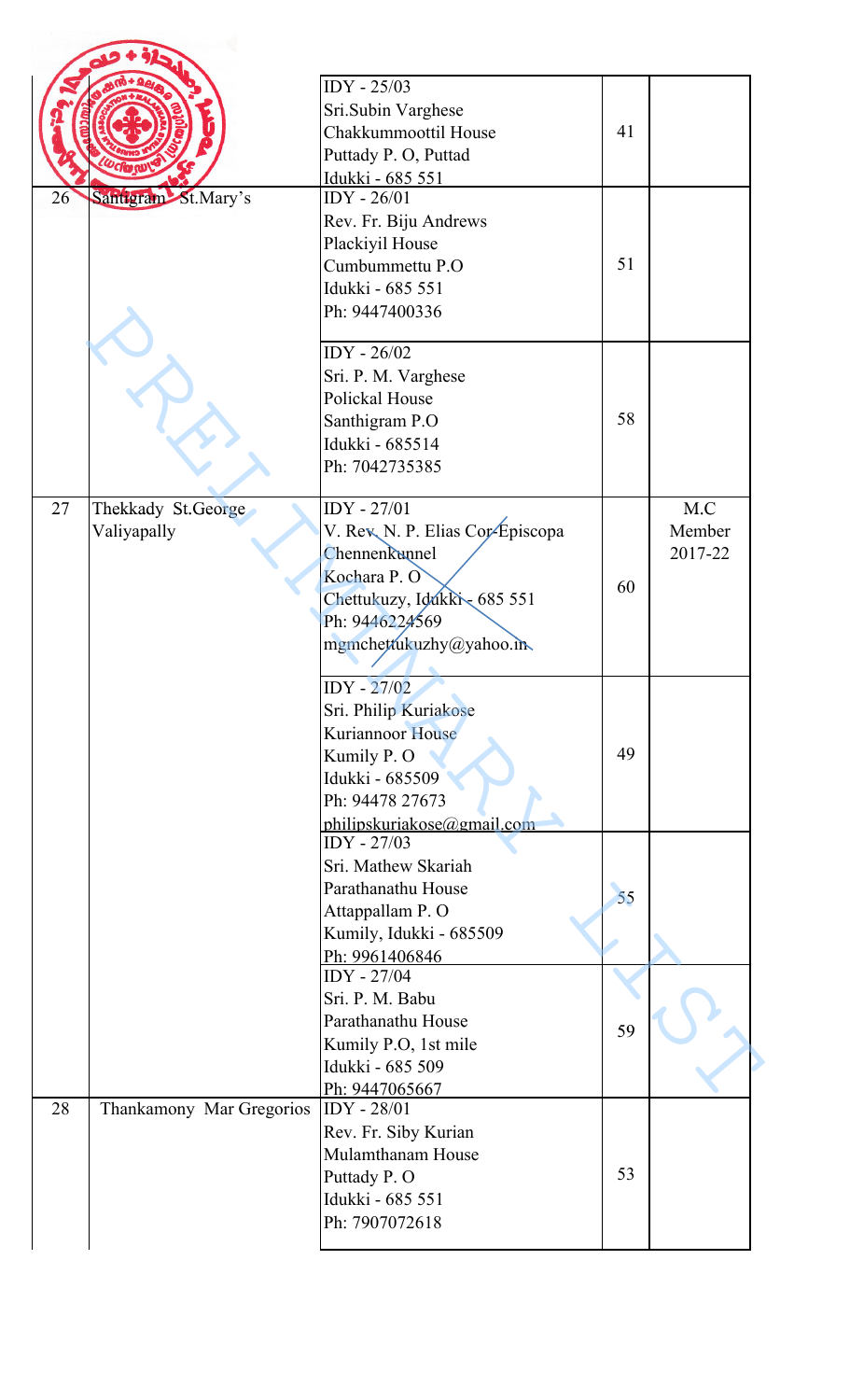|  |  |  |  |  |
|---|---|---|---|---|
|  |  | IDY - 25/03<br>Sri.Subin Varghese<br>Chakkummoottil House<br>Puttady P. O, Puttad<br>Idukki - 685 551 | 41 |  |
| 26 | Santigram St.Mary's | IDY - 26/01<br>Rev. Fr. Biju Andrews<br>Plackiyil House<br>Cumbummettu P.O<br>Idukki - 685 551<br>Ph: 9447400336 | 51 |  |
|  |  | IDY - 26/02<br>Sri. P. M. Varghese<br>Polickal House<br>Santhigram P.O<br>Idukki - 685514<br>Ph: 7042735385 | 58 |  |
| 27 | Thekkady St.George Valiyapally | IDY - 27/01<br>V. Rev. N. P. Elias Cor-Episcopa<br>Chennenkunnel<br>Kochara P. O<br>Chettukuzy, Idukki - 685 551<br>Ph: 9446224569<br>mgmchettukuzhy@yahoo.in | 60 | M.C Member 2017-22 |
|  |  | IDY - 27/02<br>Sri. Philip Kuriakose<br>Kuriannoor House<br>Kumily P. O<br>Idukki - 685509<br>Ph: 94478 27673<br>philipskuriakose@gmail.com | 49 |  |
|  |  | IDY - 27/03<br>Sri. Mathew Skariah<br>Parathanathu House<br>Attappallam P. O<br>Kumily, Idukki - 685509<br>Ph: 9961406846 | 55 |  |
|  |  | IDY - 27/04<br>Sri. P. M. Babu<br>Parathanathu House<br>Kumily P.O, 1st mile<br>Idukki - 685 509<br>Ph: 9447065667 | 59 |  |
| 28 | Thankamony Mar Gregorios | IDY - 28/01<br>Rev. Fr. Siby Kurian<br>Mulamthanam House<br>Puttady P. O<br>Idukki - 685 551<br>Ph: 7907072618 | 53 |  |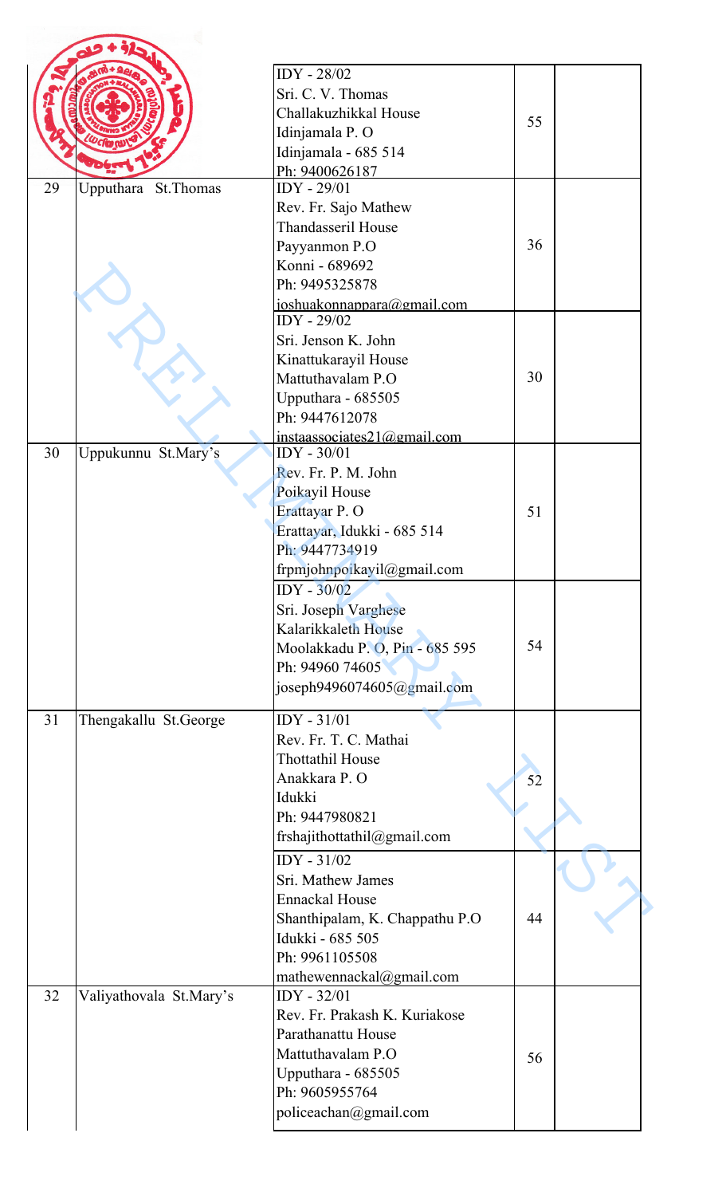| | | | | |
|---|---|---|---|---|
| | | IDY - 28/02<br>Sri. C. V. Thomas<br>Challakuzhikkal House<br>Idinjamala P. O<br>Idinjamala - 685 514<br>Ph: 9400626187 | 55 | |
| 29 | Upputhara St.Thomas | IDY - 29/01<br>Rev. Fr. Sajo Mathew<br>Thandasseril House<br>Payyanmon P.O<br>Konni - 689692<br>Ph: 9495325878<br>joshuakonnappara@gmail.com | 36 | |
| | | IDY - 29/02<br>Sri. Jenson K. John<br>Kinattukarayil House<br>Mattuthavalam P.O<br>Upputhara - 685505<br>Ph: 9447612078<br>instaassociates21@gmail.com | 30 | |
| 30 | Uppukunnu St.Mary's | IDY - 30/01<br>Rev. Fr. P. M. John<br>Poikayil House<br>Erattayar P. O<br>Erattayar, Idukki - 685 514<br>Ph: 9447734919<br>frpmjohnpoikayil@gmail.com | 51 | |
| | | IDY - 30/02<br>Sri. Joseph Varghese<br>Kalarikkaleth House<br>Moolakkadu P. O, Pin - 685 595<br>Ph: 94960 74605<br>joseph9496074605@gmail.com | 54 | |
| 31 | Thengakallu St.George | IDY - 31/01<br>Rev. Fr. T. C. Mathai<br>Thottathil House<br>Anakkara P. O<br>Idukki<br>Ph: 9447980821<br>frshajithottathil@gmail.com | 52 | |
| | | IDY - 31/02<br>Sri. Mathew James<br>Ennackal House<br>Shanthipalam, K. Chappathu P.O<br>Idukki - 685 505<br>Ph: 9961105508<br>mathewennackal@gmail.com | 44 | |
| 32 | Valiyathovala St.Mary's | IDY - 32/01<br>Rev. Fr. Prakash K. Kuriakose<br>Parathanattu House<br>Mattuthavalam P.O<br>Upputhara - 685505<br>Ph: 9605955764<br>policeachan@gmail.com | 56 | |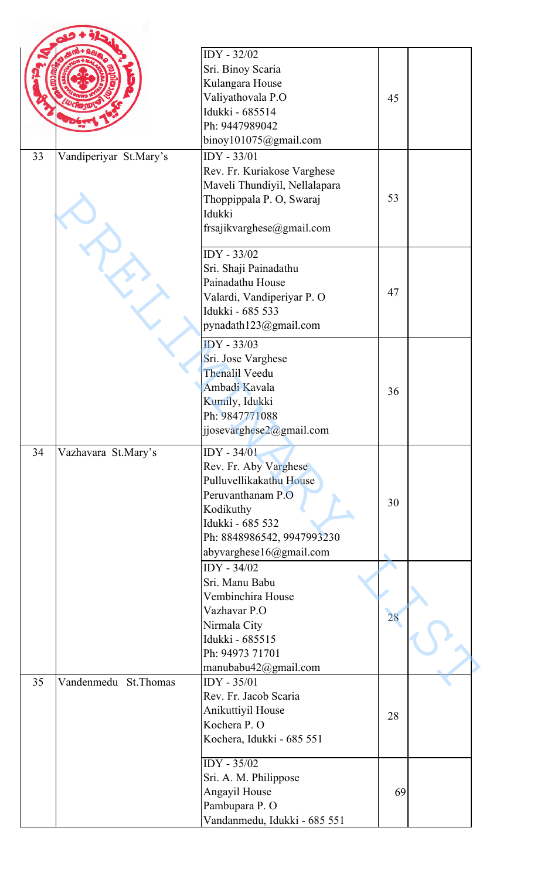| | | | | |
|---|---|---|---|---|
| | | IDY - 32/02<br>Sri. Binoy Scaria<br>Kulangara House<br>Valiyathovala P.O<br>Idukki - 685514<br>Ph: 9447989042<br>binoy101075@gmail.com | 45 | |
| 33 | Vandiperiyar St.Mary's | IDY - 33/01<br>Rev. Fr. Kuriakose Varghese<br>Maveli Thundiyil, Nellalapara<br>Thoppippala P. O, Swaraj<br>Idukki<br>frsajikvarghese@gmail.com | 53 | |
| | | IDY - 33/02<br>Sri. Shaji Painadathu<br>Painadathu House<br>Valardi, Vandiperiyar P. O<br>Idukki - 685 533<br>pynadath123@gmail.com | 47 | |
| | | IDY - 33/03<br>Sri. Jose Varghese<br>Thenalil Veedu<br>Ambadi Kavala<br>Kumily, Idukki<br>Ph: 9847771088<br>jjosevarghese2@gmail.com | 36 | |
| 34 | Vazhavara St.Mary's | IDY - 34/01<br>Rev. Fr. Aby Varghese<br>Pulluvellikakathu House<br>Peruvanthanam P.O<br>Kodikuthy<br>Idukki - 685 532<br>Ph: 8848986542, 9947993230<br>abyvarghese16@gmail.com | 30 | |
| | | IDY - 34/02<br>Sri. Manu Babu<br>Vembinchira House<br>Vazhavar P.O<br>Nirmala City<br>Idukki - 685515<br>Ph: 94973 71701<br>manubabu42@gmail.com | 28 | |
| 35 | Vandenmedu St.Thomas | IDY - 35/01<br>Rev. Fr. Jacob Scaria<br>Anikuttiyil House<br>Kochera P. O<br>Kochera, Idukki - 685 551 | 28 | |
| | | IDY - 35/02<br>Sri. A. M. Philippose<br>Angayil House<br>Pambupara P. O<br>Vandanmedu, Idukki - 685 551 | 69 | |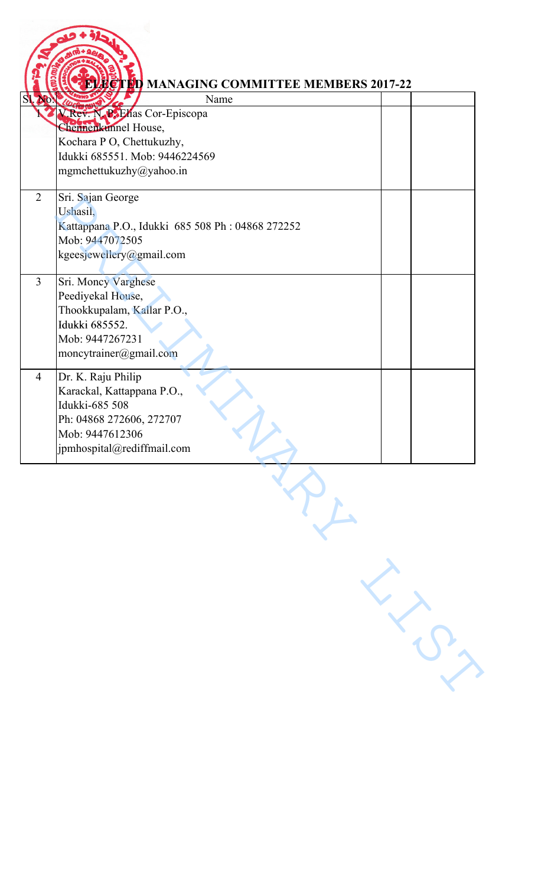# ELECTED MANAGING COMMITTEE MEMBERS 2017-22

| Sl. No. | Name | | |
|---|---|---|---|
| 1 | V.Rev. N. P. Elias Cor-Episcopa<br>Chennenkunnel House,<br>Kochara P O, Chettukuzhy,<br>Idukki 685551. Mob: 9446224569<br>mgmchettukuzhy@yahoo.in | | |
| 2 | Sri. Sajan George<br>Ushasil,<br>Kattappana P.O., Idukki 685 508 Ph : 04868 272252<br>Mob: 9447072505<br>kgeesjewellery@gmail.com | | |
| 3 | Sri. Moncy Varghese<br>Peediyekal House,<br>Thookkupalam, Kallar P.O.,<br>Idukki 685552.<br>Mob: 9447267231<br>moncytrainer@gmail.com | | |
| 4 | Dr. K. Raju Philip<br>Karackal, Kattappana P.O.,<br>Idukki-685 508<br>Ph: 04868 272606, 272707<br>Mob: 9447612306<br>jpmhospital@rediffmail.com | | |

PRELIMINARY LIST